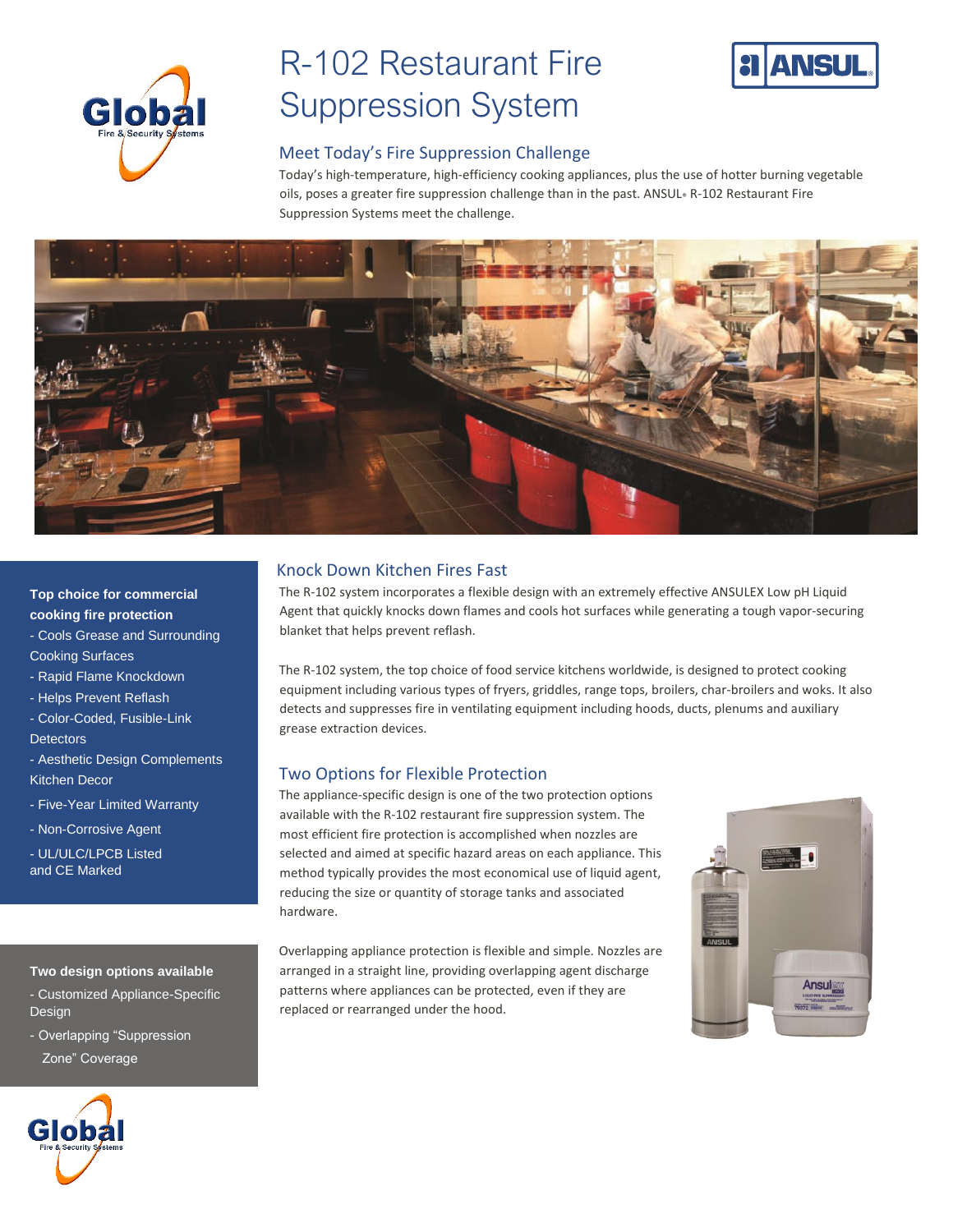# R-102 Restaurant Fire Suppression System

## Meet Today's Fire Suppression Challenge

Today's high-temperature, high-efficiency cooking appliances, plus the use of hotter burning vegetable oils, poses a greater fire suppression challenge than in the past. ANSUL® R-102 Restaurant Fire Suppression Systems meet the challenge.

**Top choice for commercial cooking fire protection**

- Cools Grease and Surrounding Cooking Surfaces
- Rapid Flame Knockdown
- Helps Prevent Reflash
- Color-Coded, Fusible-Link Detectors
- Aesthetic Design Complements Kitchen Decor
- Five-Year Limited Warranty
- Non-Corrosive Agent
- UL/ULC/LPCB Listed and CE Marked

**Two design options available**

- Customized Appliance-Specific Design
- Overlapping "Suppression Zone" Coverage

## Knock Down Kitchen Fires Fast

The R-102 system incorporates a flexible design with an extremely effective ANSULEX Low pH Liquid Agent that quickly knocks down flames and cools hot surfaces while generating a tough vapor-securing blanket that helps prevent reflash.

The R-102 system, the top choice of food service kitchens worldwide, is designed to protect cooking equipment including various types of fryers, griddles, range tops, broilers, char-broilers and woks. It also detects and suppresses fire in ventilating equipment including hoods, ducts, plenums and auxiliary grease extraction devices.

## Two Options for Flexible Protection

The appliance-specific design is one of the two protection options available with the R-102 restaurant fire suppression system. The most efficient fire protection is accomplished when nozzles are selected and aimed at specific hazard areas on each appliance. This method typically provides the most economical use of liquid agent, reducing the size or quantity of storage tanks and associated hardware.

Overlapping appliance protection is flexible and simple. Nozzles are arranged in a straight line, providing overlapping agent discharge patterns where appliances can be protected, even if they are replaced or rearranged under the hood.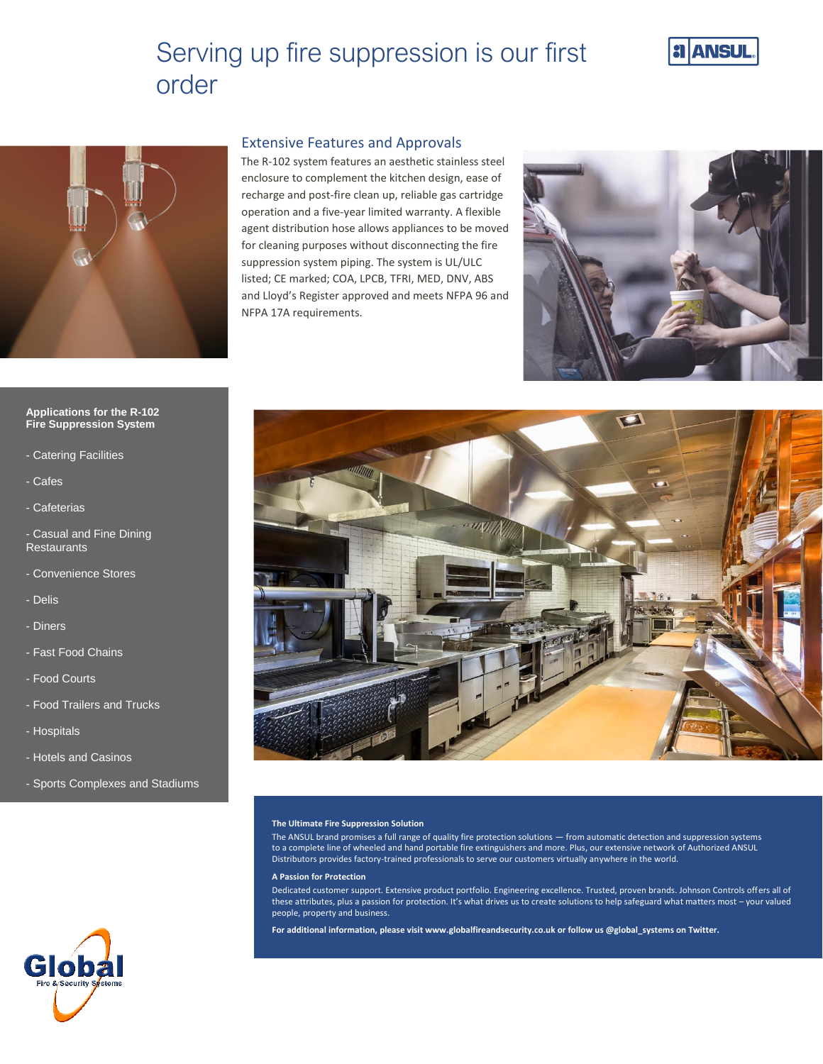# Serving up fire suppression is our first order

## Extensive Features and Approvals

The R-102 system features an aesthetic stainless steel enclosure to complement the kitchen design, ease of recharge and post-fire clean up, reliable gas cartridge operation and a five-year limited warranty. A flexible agent distribution hose allows appliances to be moved for cleaning purposes without disconnecting the fire suppression system piping. The system is UL/ULC listed; CE marked; COA, LPCB, TFRI, MED, DNV, ABS and Lloyd's Register approved and meets NFPA 96 and NFPA 17A requirements.

**Applications for the R-102 Fire Suppression System**

- Catering Facilities
- Cafes
- Cafeterias
- Casual and Fine Dining Restaurants
- Convenience Stores
- Delis
- Diners
- Fast Food Chains
- Food Courts
- Food Trailers and Trucks
- Hospitals
- Hotels and Casinos
- Sports Complexes and Stadiums

**The Ultimate Fire Suppression Solution**

The ANSUL brand promises a full range of quality fire protection solutions — from automatic detection and suppression systems to a complete line of wheeled and hand portable fire extinguishers and more. Plus, our extensive network of Authorized ANSUL Distributors provides factory-trained professionals to serve our customers virtually anywhere in the world.

**A Passion for Protection**

Dedicated customer support. Extensive product portfolio. Engineering excellence. Trusted, proven brands. Johnson Controls offers all of these attributes, plus a passion for protection. It's what drives us to create solutions to help safeguard what matters most – your valued people, property and business.

**For additional information, please visit www.globalfireandsecurity.co.uk or follow us @global_systems on Twitter.**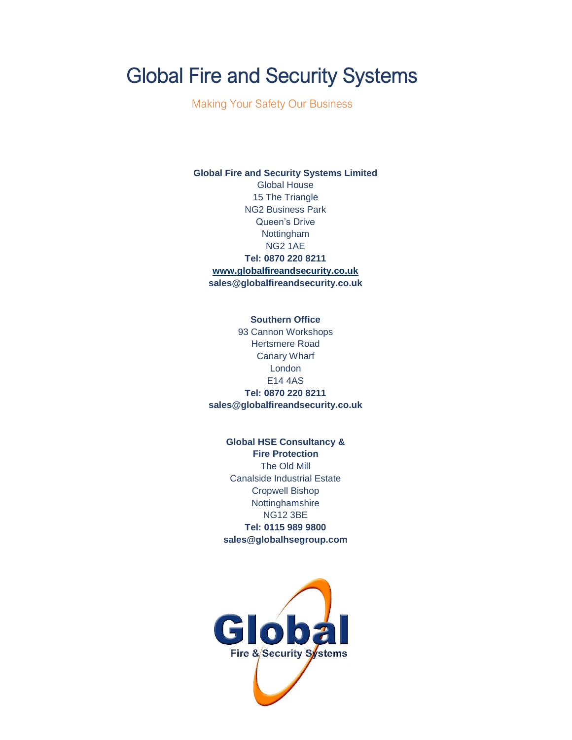# Global Fire and Security Systems

Making Your Safety Our Business

**Global Fire and Security Systems Limited**
Global House
15 The Triangle
NG2 Business Park
Queen's Drive
Nottingham
NG2 1AE
**Tel: 0870 220 8211**
**www.globalfireandsecurity.co.uk**
**sales@globalfireandsecurity.co.uk**

**Southern Office**
93 Cannon Workshops
Hertsmere Road
Canary Wharf
London
E14 4AS
**Tel: 0870 220 8211**
**sales@globalfireandsecurity.co.uk**

**Global HSE Consultancy & Fire Protection**
The Old Mill
Canalside Industrial Estate
Cropwell Bishop
Nottinghamshire
NG12 3BE
**Tel: 0115 989 9800**
**sales@globalhsegroup.com**

Global
Fire & Security Systems